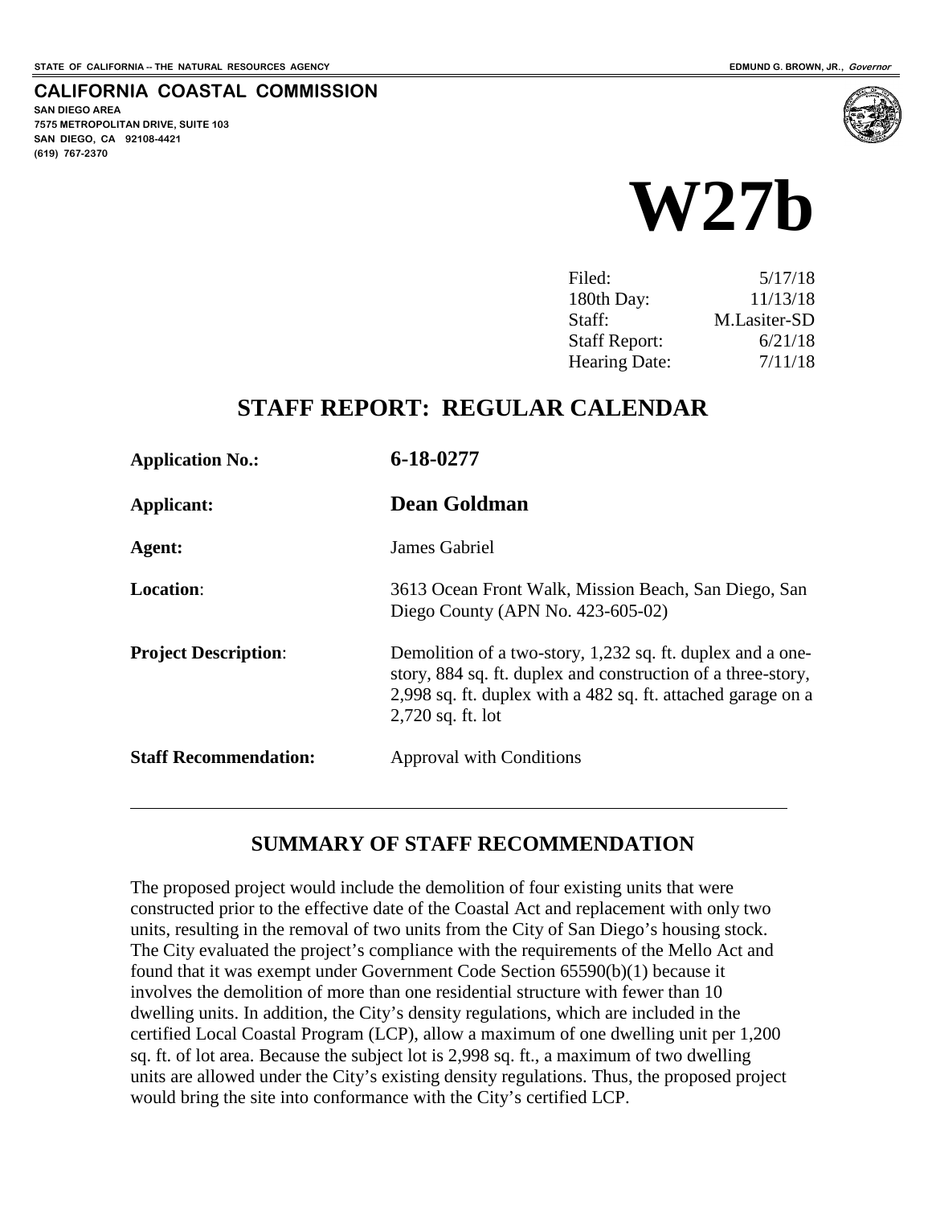STATE OF CALIFORNIA -- THE NATURAL RESOURCES AGENCY

EDMUND G. BROWN, JR., *Governor*

**CALIFORNIA COASTAL COMMISSION**
**SAN DIEGO AREA**
**7575 METROPOLITAN DRIVE, SUITE 103**
**SAN DIEGO, CA 92108-4421**
**(619) 767-2370**

# W27b

| | |
|---|---|
| Filed: | 5/17/18 |
| 180th Day: | 11/13/18 |
| Staff: | M.Lasiter-SD |
| Staff Report: | 6/21/18 |
| Hearing Date: | 7/11/18 |

## STAFF REPORT: REGULAR CALENDAR

| | |
|---|---|
| **Application No.:** | **6-18-0277** |
| **Applicant:** | **Dean Goldman** |
| **Agent:** | James Gabriel |
| **Location**: | 3613 Ocean Front Walk, Mission Beach, San Diego, San Diego County (APN No. 423-605-02) |
| **Project Description**: | Demolition of a two-story, 1,232 sq. ft. duplex and a one-story, 884 sq. ft. duplex and construction of a three-story, 2,998 sq. ft. duplex with a 482 sq. ft. attached garage on a 2,720 sq. ft. lot |
| **Staff Recommendation:** | Approval with Conditions |

---

## SUMMARY OF STAFF RECOMMENDATION

The proposed project would include the demolition of four existing units that were constructed prior to the effective date of the Coastal Act and replacement with only two units, resulting in the removal of two units from the City of San Diego's housing stock. The City evaluated the project's compliance with the requirements of the Mello Act and found that it was exempt under Government Code Section 65590(b)(1) because it involves the demolition of more than one residential structure with fewer than 10 dwelling units. In addition, the City's density regulations, which are included in the certified Local Coastal Program (LCP), allow a maximum of one dwelling unit per 1,200 sq. ft. of lot area. Because the subject lot is 2,998 sq. ft., a maximum of two dwelling units are allowed under the City's existing density regulations. Thus, the proposed project would bring the site into conformance with the City's certified LCP.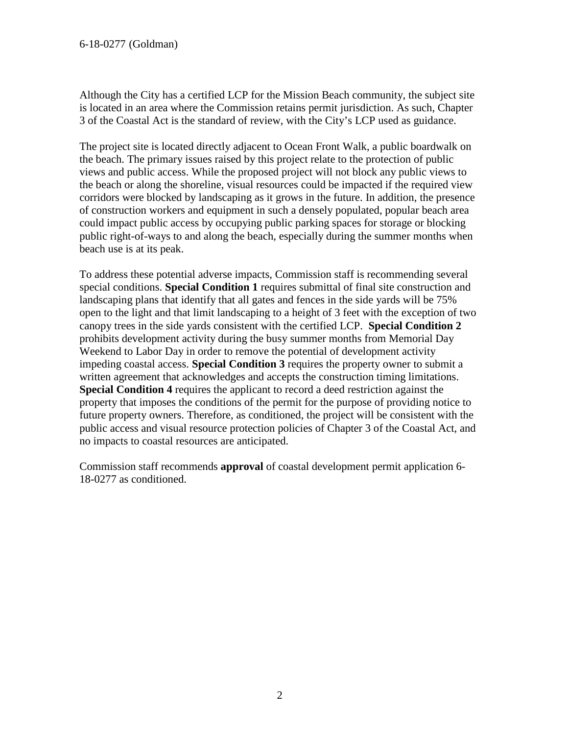Although the City has a certified LCP for the Mission Beach community, the subject site is located in an area where the Commission retains permit jurisdiction. As such, Chapter 3 of the Coastal Act is the standard of review, with the City's LCP used as guidance.

The project site is located directly adjacent to Ocean Front Walk, a public boardwalk on the beach. The primary issues raised by this project relate to the protection of public views and public access. While the proposed project will not block any public views to the beach or along the shoreline, visual resources could be impacted if the required view corridors were blocked by landscaping as it grows in the future. In addition, the presence of construction workers and equipment in such a densely populated, popular beach area could impact public access by occupying public parking spaces for storage or blocking public right-of-ways to and along the beach, especially during the summer months when beach use is at its peak.

To address these potential adverse impacts, Commission staff is recommending several special conditions. **Special Condition 1** requires submittal of final site construction and landscaping plans that identify that all gates and fences in the side yards will be 75% open to the light and that limit landscaping to a height of 3 feet with the exception of two canopy trees in the side yards consistent with the certified LCP. **Special Condition 2** prohibits development activity during the busy summer months from Memorial Day Weekend to Labor Day in order to remove the potential of development activity impeding coastal access. **Special Condition 3** requires the property owner to submit a written agreement that acknowledges and accepts the construction timing limitations. **Special Condition 4** requires the applicant to record a deed restriction against the property that imposes the conditions of the permit for the purpose of providing notice to future property owners. Therefore, as conditioned, the project will be consistent with the public access and visual resource protection policies of Chapter 3 of the Coastal Act, and no impacts to coastal resources are anticipated.

Commission staff recommends **approval** of coastal development permit application 6-18-0277 as conditioned.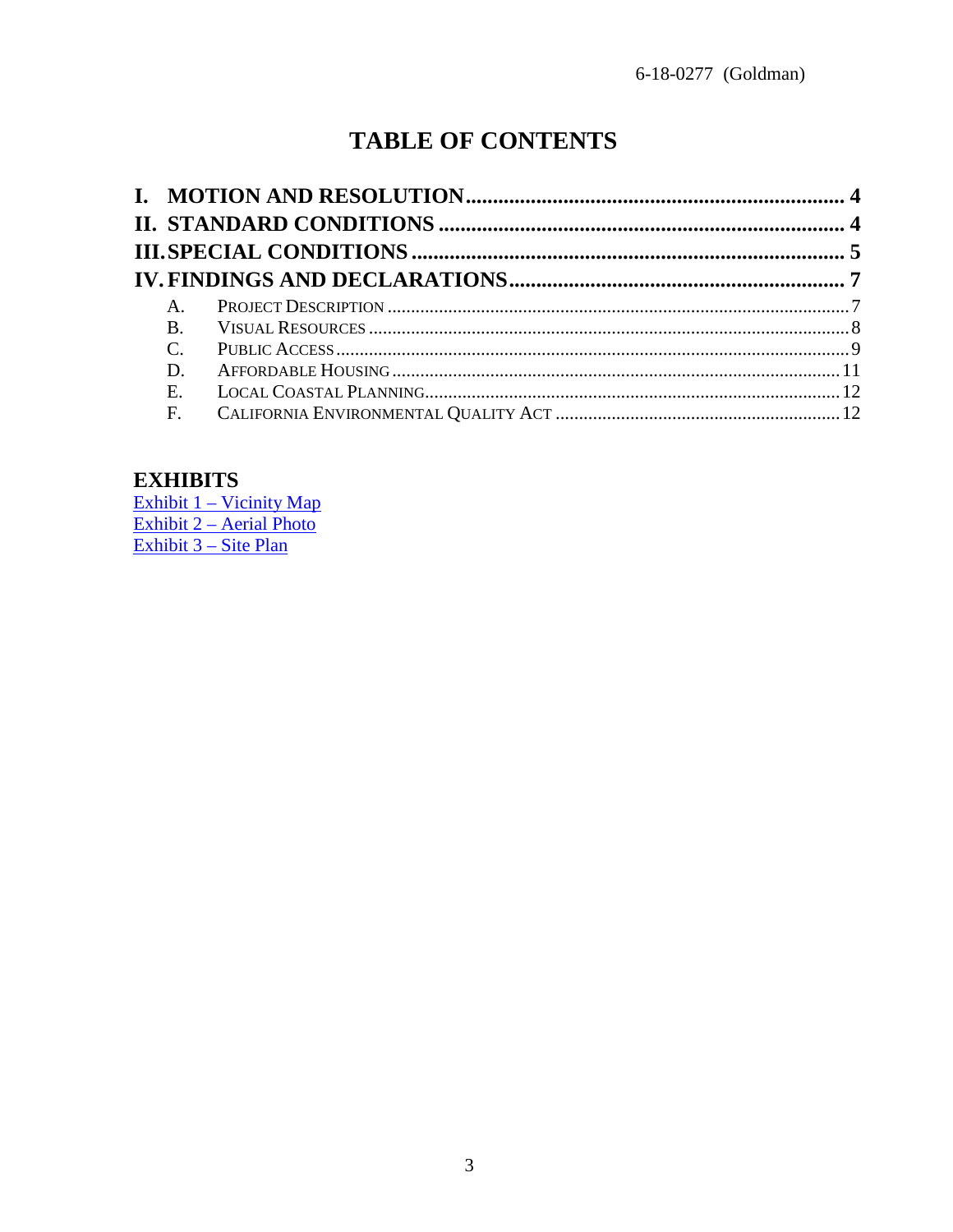# TABLE OF CONTENTS

**I. MOTION AND RESOLUTION** ..................................................................... **4**

**II. STANDARD CONDITIONS** ........................................................................ **4**

**III. SPECIAL CONDITIONS** ............................................................................ **5**

**IV. FINDINGS AND DECLARATIONS** ............................................................ **7**

- A. Project Description ............................................................................................ 7
- B. Visual Resources ................................................................................................ 8
- C. Public Access ...................................................................................................... 9
- D. Affordable Housing .......................................................................................... 11
- E. Local Coastal Planning ..................................................................................... 12
- F. California Environmental Quality Act ........................................................... 12

## EXHIBITS

Exhibit 1 – Vicinity Map
Exhibit 2 – Aerial Photo
Exhibit 3 – Site Plan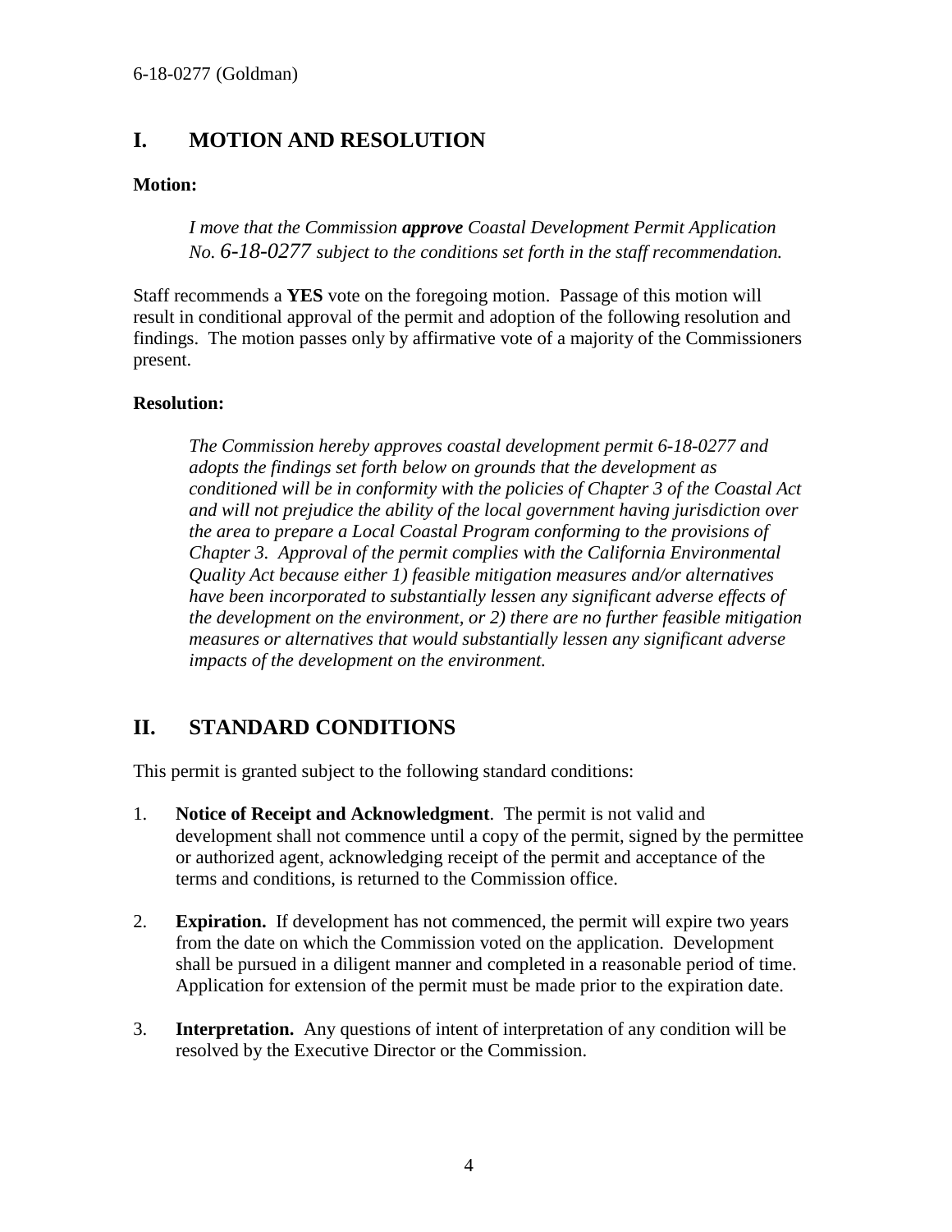## I. MOTION AND RESOLUTION

**Motion:**

> *I move that the Commission **approve** Coastal Development Permit Application No. 6-18-0277 subject to the conditions set forth in the staff recommendation.*

Staff recommends a **YES** vote on the foregoing motion. Passage of this motion will result in conditional approval of the permit and adoption of the following resolution and findings. The motion passes only by affirmative vote of a majority of the Commissioners present.

**Resolution:**

> *The Commission hereby approves coastal development permit 6-18-0277 and adopts the findings set forth below on grounds that the development as conditioned will be in conformity with the policies of Chapter 3 of the Coastal Act and will not prejudice the ability of the local government having jurisdiction over the area to prepare a Local Coastal Program conforming to the provisions of Chapter 3. Approval of the permit complies with the California Environmental Quality Act because either 1) feasible mitigation measures and/or alternatives have been incorporated to substantially lessen any significant adverse effects of the development on the environment, or 2) there are no further feasible mitigation measures or alternatives that would substantially lessen any significant adverse impacts of the development on the environment.*

## II. STANDARD CONDITIONS

This permit is granted subject to the following standard conditions:

1. **Notice of Receipt and Acknowledgment**. The permit is not valid and development shall not commence until a copy of the permit, signed by the permittee or authorized agent, acknowledging receipt of the permit and acceptance of the terms and conditions, is returned to the Commission office.

2. **Expiration.** If development has not commenced, the permit will expire two years from the date on which the Commission voted on the application. Development shall be pursued in a diligent manner and completed in a reasonable period of time. Application for extension of the permit must be made prior to the expiration date.

3. **Interpretation.** Any questions of intent of interpretation of any condition will be resolved by the Executive Director or the Commission.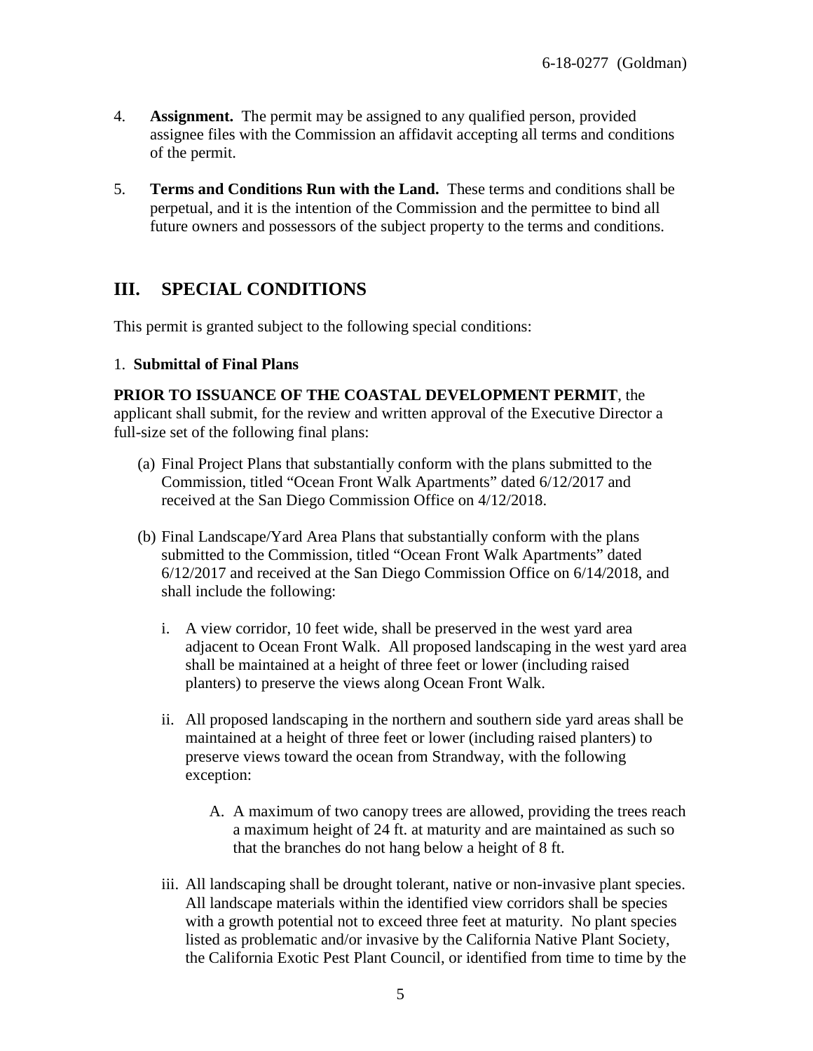4. **Assignment.** The permit may be assigned to any qualified person, provided assignee files with the Commission an affidavit accepting all terms and conditions of the permit.

5. **Terms and Conditions Run with the Land.** These terms and conditions shall be perpetual, and it is the intention of the Commission and the permittee to bind all future owners and possessors of the subject property to the terms and conditions.

## III. SPECIAL CONDITIONS

This permit is granted subject to the following special conditions:

1. **Submittal of Final Plans**

**PRIOR TO ISSUANCE OF THE COASTAL DEVELOPMENT PERMIT**, the applicant shall submit, for the review and written approval of the Executive Director a full-size set of the following final plans:

(a) Final Project Plans that substantially conform with the plans submitted to the Commission, titled "Ocean Front Walk Apartments" dated 6/12/2017 and received at the San Diego Commission Office on 4/12/2018.

(b) Final Landscape/Yard Area Plans that substantially conform with the plans submitted to the Commission, titled "Ocean Front Walk Apartments" dated 6/12/2017 and received at the San Diego Commission Office on 6/14/2018, and shall include the following:

   i. A view corridor, 10 feet wide, shall be preserved in the west yard area adjacent to Ocean Front Walk. All proposed landscaping in the west yard area shall be maintained at a height of three feet or lower (including raised planters) to preserve the views along Ocean Front Walk.

   ii. All proposed landscaping in the northern and southern side yard areas shall be maintained at a height of three feet or lower (including raised planters) to preserve views toward the ocean from Strandway, with the following exception:

      A. A maximum of two canopy trees are allowed, providing the trees reach a maximum height of 24 ft. at maturity and are maintained as such so that the branches do not hang below a height of 8 ft.

   iii. All landscaping shall be drought tolerant, native or non-invasive plant species. All landscape materials within the identified view corridors shall be species with a growth potential not to exceed three feet at maturity. No plant species listed as problematic and/or invasive by the California Native Plant Society, the California Exotic Pest Plant Council, or identified from time to time by the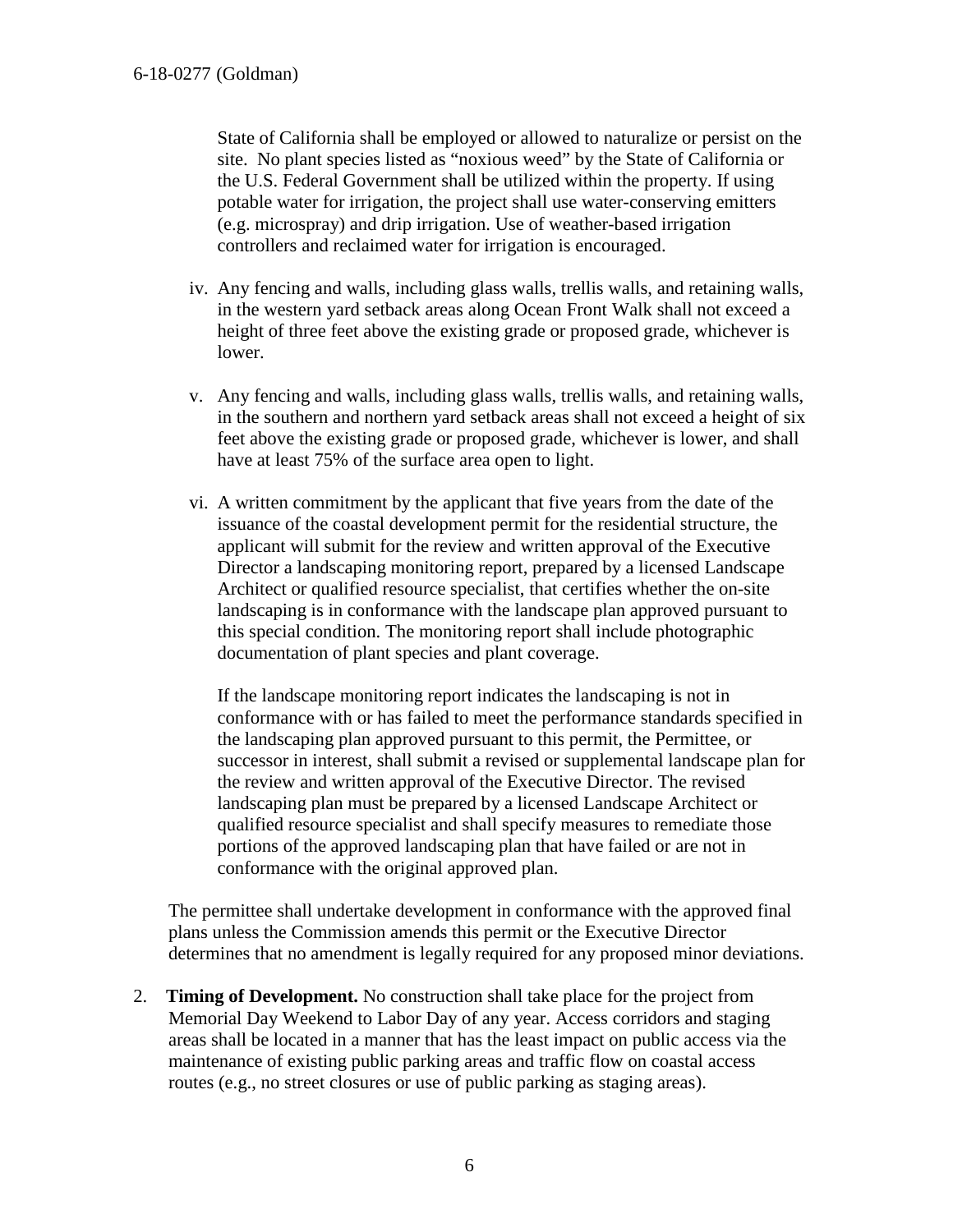State of California shall be employed or allowed to naturalize or persist on the site. No plant species listed as "noxious weed" by the State of California or the U.S. Federal Government shall be utilized within the property. If using potable water for irrigation, the project shall use water-conserving emitters (e.g. microspray) and drip irrigation. Use of weather-based irrigation controllers and reclaimed water for irrigation is encouraged.

iv. Any fencing and walls, including glass walls, trellis walls, and retaining walls, in the western yard setback areas along Ocean Front Walk shall not exceed a height of three feet above the existing grade or proposed grade, whichever is lower.

v. Any fencing and walls, including glass walls, trellis walls, and retaining walls, in the southern and northern yard setback areas shall not exceed a height of six feet above the existing grade or proposed grade, whichever is lower, and shall have at least 75% of the surface area open to light.

vi. A written commitment by the applicant that five years from the date of the issuance of the coastal development permit for the residential structure, the applicant will submit for the review and written approval of the Executive Director a landscaping monitoring report, prepared by a licensed Landscape Architect or qualified resource specialist, that certifies whether the on-site landscaping is in conformance with the landscape plan approved pursuant to this special condition. The monitoring report shall include photographic documentation of plant species and plant coverage.

If the landscape monitoring report indicates the landscaping is not in conformance with or has failed to meet the performance standards specified in the landscaping plan approved pursuant to this permit, the Permittee, or successor in interest, shall submit a revised or supplemental landscape plan for the review and written approval of the Executive Director. The revised landscaping plan must be prepared by a licensed Landscape Architect or qualified resource specialist and shall specify measures to remediate those portions of the approved landscaping plan that have failed or are not in conformance with the original approved plan.

The permittee shall undertake development in conformance with the approved final plans unless the Commission amends this permit or the Executive Director determines that no amendment is legally required for any proposed minor deviations.

2. **Timing of Development.** No construction shall take place for the project from Memorial Day Weekend to Labor Day of any year. Access corridors and staging areas shall be located in a manner that has the least impact on public access via the maintenance of existing public parking areas and traffic flow on coastal access routes (e.g., no street closures or use of public parking as staging areas).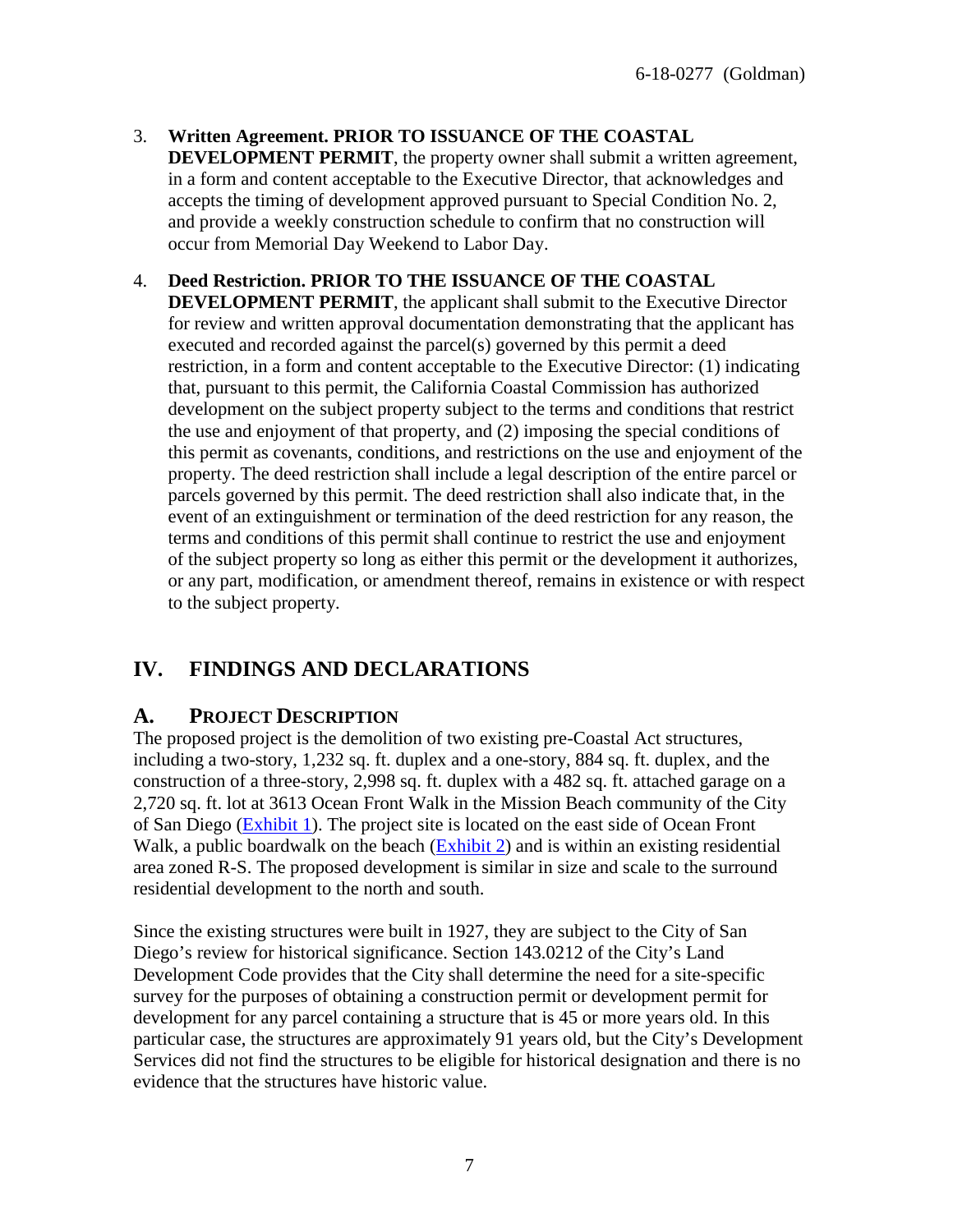3. **Written Agreement. PRIOR TO ISSUANCE OF THE COASTAL DEVELOPMENT PERMIT**, the property owner shall submit a written agreement, in a form and content acceptable to the Executive Director, that acknowledges and accepts the timing of development approved pursuant to Special Condition No. 2, and provide a weekly construction schedule to confirm that no construction will occur from Memorial Day Weekend to Labor Day.

4. **Deed Restriction. PRIOR TO THE ISSUANCE OF THE COASTAL DEVELOPMENT PERMIT**, the applicant shall submit to the Executive Director for review and written approval documentation demonstrating that the applicant has executed and recorded against the parcel(s) governed by this permit a deed restriction, in a form and content acceptable to the Executive Director: (1) indicating that, pursuant to this permit, the California Coastal Commission has authorized development on the subject property subject to the terms and conditions that restrict the use and enjoyment of that property, and (2) imposing the special conditions of this permit as covenants, conditions, and restrictions on the use and enjoyment of the property. The deed restriction shall include a legal description of the entire parcel or parcels governed by this permit. The deed restriction shall also indicate that, in the event of an extinguishment or termination of the deed restriction for any reason, the terms and conditions of this permit shall continue to restrict the use and enjoyment of the subject property so long as either this permit or the development it authorizes, or any part, modification, or amendment thereof, remains in existence or with respect to the subject property.

# IV. FINDINGS AND DECLARATIONS

## A. PROJECT DESCRIPTION

The proposed project is the demolition of two existing pre-Coastal Act structures, including a two-story, 1,232 sq. ft. duplex and a one-story, 884 sq. ft. duplex, and the construction of a three-story, 2,998 sq. ft. duplex with a 482 sq. ft. attached garage on a 2,720 sq. ft. lot at 3613 Ocean Front Walk in the Mission Beach community of the City of San Diego (Exhibit 1). The project site is located on the east side of Ocean Front Walk, a public boardwalk on the beach (Exhibit 2) and is within an existing residential area zoned R-S. The proposed development is similar in size and scale to the surround residential development to the north and south.

Since the existing structures were built in 1927, they are subject to the City of San Diego's review for historical significance. Section 143.0212 of the City's Land Development Code provides that the City shall determine the need for a site-specific survey for the purposes of obtaining a construction permit or development permit for development for any parcel containing a structure that is 45 or more years old. In this particular case, the structures are approximately 91 years old, but the City's Development Services did not find the structures to be eligible for historical designation and there is no evidence that the structures have historic value.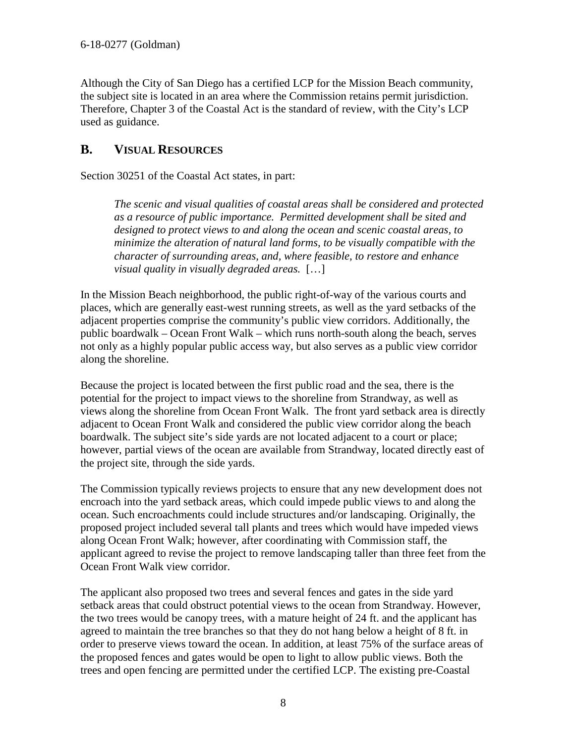Although the City of San Diego has a certified LCP for the Mission Beach community, the subject site is located in an area where the Commission retains permit jurisdiction. Therefore, Chapter 3 of the Coastal Act is the standard of review, with the City's LCP used as guidance.

## B. VISUAL RESOURCES

Section 30251 of the Coastal Act states, in part:

> *The scenic and visual qualities of coastal areas shall be considered and protected as a resource of public importance. Permitted development shall be sited and designed to protect views to and along the ocean and scenic coastal areas, to minimize the alteration of natural land forms, to be visually compatible with the character of surrounding areas, and, where feasible, to restore and enhance visual quality in visually degraded areas.* […]

In the Mission Beach neighborhood, the public right-of-way of the various courts and places, which are generally east-west running streets, as well as the yard setbacks of the adjacent properties comprise the community's public view corridors. Additionally, the public boardwalk – Ocean Front Walk – which runs north-south along the beach, serves not only as a highly popular public access way, but also serves as a public view corridor along the shoreline.

Because the project is located between the first public road and the sea, there is the potential for the project to impact views to the shoreline from Strandway, as well as views along the shoreline from Ocean Front Walk. The front yard setback area is directly adjacent to Ocean Front Walk and considered the public view corridor along the beach boardwalk. The subject site's side yards are not located adjacent to a court or place; however, partial views of the ocean are available from Strandway, located directly east of the project site, through the side yards.

The Commission typically reviews projects to ensure that any new development does not encroach into the yard setback areas, which could impede public views to and along the ocean. Such encroachments could include structures and/or landscaping. Originally, the proposed project included several tall plants and trees which would have impeded views along Ocean Front Walk; however, after coordinating with Commission staff, the applicant agreed to revise the project to remove landscaping taller than three feet from the Ocean Front Walk view corridor.

The applicant also proposed two trees and several fences and gates in the side yard setback areas that could obstruct potential views to the ocean from Strandway. However, the two trees would be canopy trees, with a mature height of 24 ft. and the applicant has agreed to maintain the tree branches so that they do not hang below a height of 8 ft. in order to preserve views toward the ocean. In addition, at least 75% of the surface areas of the proposed fences and gates would be open to light to allow public views. Both the trees and open fencing are permitted under the certified LCP. The existing pre-Coastal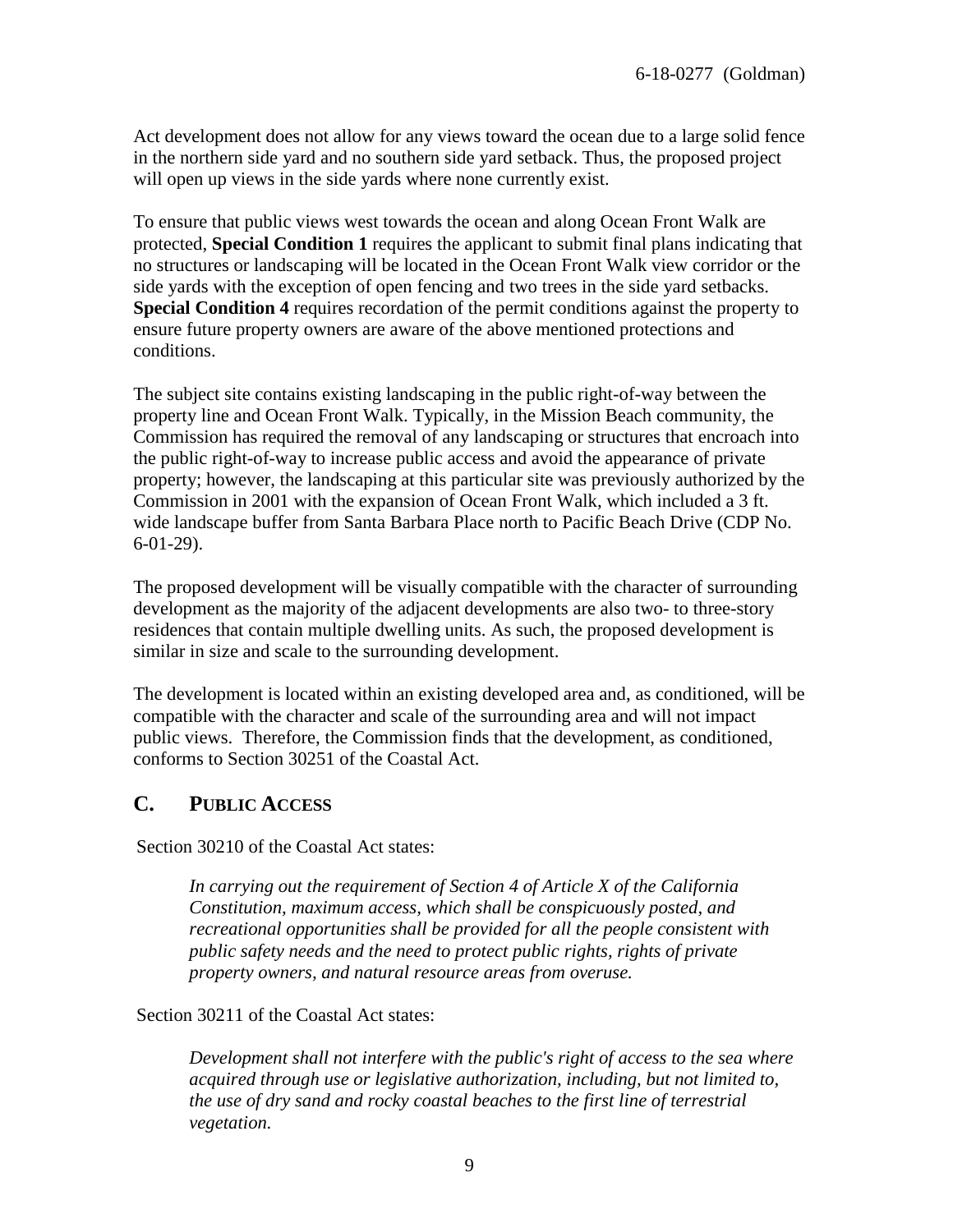Act development does not allow for any views toward the ocean due to a large solid fence in the northern side yard and no southern side yard setback. Thus, the proposed project will open up views in the side yards where none currently exist.

To ensure that public views west towards the ocean and along Ocean Front Walk are protected, **Special Condition 1** requires the applicant to submit final plans indicating that no structures or landscaping will be located in the Ocean Front Walk view corridor or the side yards with the exception of open fencing and two trees in the side yard setbacks. **Special Condition 4** requires recordation of the permit conditions against the property to ensure future property owners are aware of the above mentioned protections and conditions.

The subject site contains existing landscaping in the public right-of-way between the property line and Ocean Front Walk. Typically, in the Mission Beach community, the Commission has required the removal of any landscaping or structures that encroach into the public right-of-way to increase public access and avoid the appearance of private property; however, the landscaping at this particular site was previously authorized by the Commission in 2001 with the expansion of Ocean Front Walk, which included a 3 ft. wide landscape buffer from Santa Barbara Place north to Pacific Beach Drive (CDP No. 6-01-29).

The proposed development will be visually compatible with the character of surrounding development as the majority of the adjacent developments are also two- to three-story residences that contain multiple dwelling units. As such, the proposed development is similar in size and scale to the surrounding development.

The development is located within an existing developed area and, as conditioned, will be compatible with the character and scale of the surrounding area and will not impact public views. Therefore, the Commission finds that the development, as conditioned, conforms to Section 30251 of the Coastal Act.

## C. PUBLIC ACCESS

Section 30210 of the Coastal Act states:

> *In carrying out the requirement of Section 4 of Article X of the California Constitution, maximum access, which shall be conspicuously posted, and recreational opportunities shall be provided for all the people consistent with public safety needs and the need to protect public rights, rights of private property owners, and natural resource areas from overuse.*

Section 30211 of the Coastal Act states:

> *Development shall not interfere with the public's right of access to the sea where acquired through use or legislative authorization, including, but not limited to, the use of dry sand and rocky coastal beaches to the first line of terrestrial vegetation.*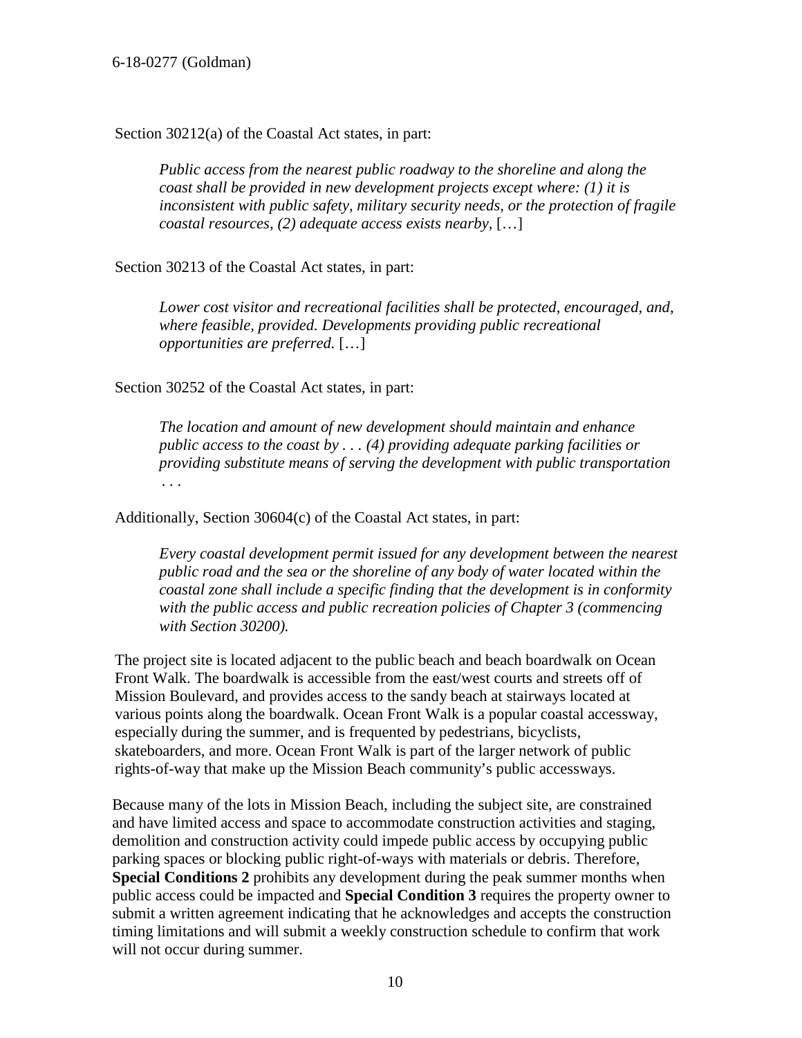Section 30212(a) of the Coastal Act states, in part:

> *Public access from the nearest public roadway to the shoreline and along the coast shall be provided in new development projects except where: (1) it is inconsistent with public safety, military security needs, or the protection of fragile coastal resources, (2) adequate access exists nearby,* […]

Section 30213 of the Coastal Act states, in part:

> *Lower cost visitor and recreational facilities shall be protected, encouraged, and, where feasible, provided. Developments providing public recreational opportunities are preferred.* […]

Section 30252 of the Coastal Act states, in part:

> *The location and amount of new development should maintain and enhance public access to the coast by . . . (4) providing adequate parking facilities or providing substitute means of serving the development with public transportation . . .*

Additionally, Section 30604(c) of the Coastal Act states, in part:

> *Every coastal development permit issued for any development between the nearest public road and the sea or the shoreline of any body of water located within the coastal zone shall include a specific finding that the development is in conformity with the public access and public recreation policies of Chapter 3 (commencing with Section 30200).*

The project site is located adjacent to the public beach and beach boardwalk on Ocean Front Walk. The boardwalk is accessible from the east/west courts and streets off of Mission Boulevard, and provides access to the sandy beach at stairways located at various points along the boardwalk. Ocean Front Walk is a popular coastal accessway, especially during the summer, and is frequented by pedestrians, bicyclists, skateboarders, and more. Ocean Front Walk is part of the larger network of public rights-of-way that make up the Mission Beach community's public accessways.

Because many of the lots in Mission Beach, including the subject site, are constrained and have limited access and space to accommodate construction activities and staging, demolition and construction activity could impede public access by occupying public parking spaces or blocking public right-of-ways with materials or debris. Therefore, **Special Conditions 2** prohibits any development during the peak summer months when public access could be impacted and **Special Condition 3** requires the property owner to submit a written agreement indicating that he acknowledges and accepts the construction timing limitations and will submit a weekly construction schedule to confirm that work will not occur during summer.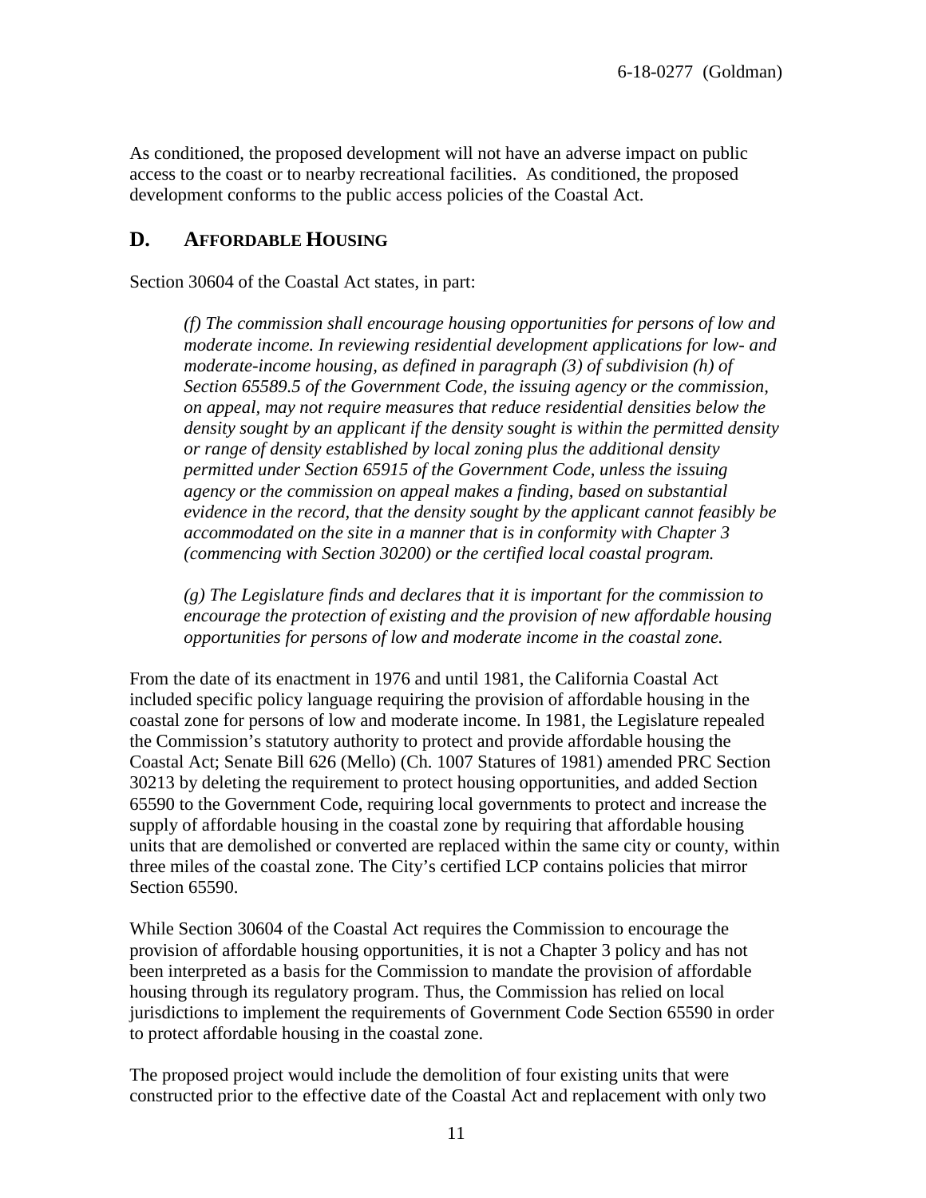As conditioned, the proposed development will not have an adverse impact on public access to the coast or to nearby recreational facilities. As conditioned, the proposed development conforms to the public access policies of the Coastal Act.

## D. Affordable Housing

Section 30604 of the Coastal Act states, in part:

> *(f) The commission shall encourage housing opportunities for persons of low and moderate income. In reviewing residential development applications for low- and moderate-income housing, as defined in paragraph (3) of subdivision (h) of Section 65589.5 of the Government Code, the issuing agency or the commission, on appeal, may not require measures that reduce residential densities below the density sought by an applicant if the density sought is within the permitted density or range of density established by local zoning plus the additional density permitted under Section 65915 of the Government Code, unless the issuing agency or the commission on appeal makes a finding, based on substantial evidence in the record, that the density sought by the applicant cannot feasibly be accommodated on the site in a manner that is in conformity with Chapter 3 (commencing with Section 30200) or the certified local coastal program.*
>
> *(g) The Legislature finds and declares that it is important for the commission to encourage the protection of existing and the provision of new affordable housing opportunities for persons of low and moderate income in the coastal zone.*

From the date of its enactment in 1976 and until 1981, the California Coastal Act included specific policy language requiring the provision of affordable housing in the coastal zone for persons of low and moderate income. In 1981, the Legislature repealed the Commission's statutory authority to protect and provide affordable housing the Coastal Act; Senate Bill 626 (Mello) (Ch. 1007 Statures of 1981) amended PRC Section 30213 by deleting the requirement to protect housing opportunities, and added Section 65590 to the Government Code, requiring local governments to protect and increase the supply of affordable housing in the coastal zone by requiring that affordable housing units that are demolished or converted are replaced within the same city or county, within three miles of the coastal zone. The City's certified LCP contains policies that mirror Section 65590.

While Section 30604 of the Coastal Act requires the Commission to encourage the provision of affordable housing opportunities, it is not a Chapter 3 policy and has not been interpreted as a basis for the Commission to mandate the provision of affordable housing through its regulatory program. Thus, the Commission has relied on local jurisdictions to implement the requirements of Government Code Section 65590 in order to protect affordable housing in the coastal zone.

The proposed project would include the demolition of four existing units that were constructed prior to the effective date of the Coastal Act and replacement with only two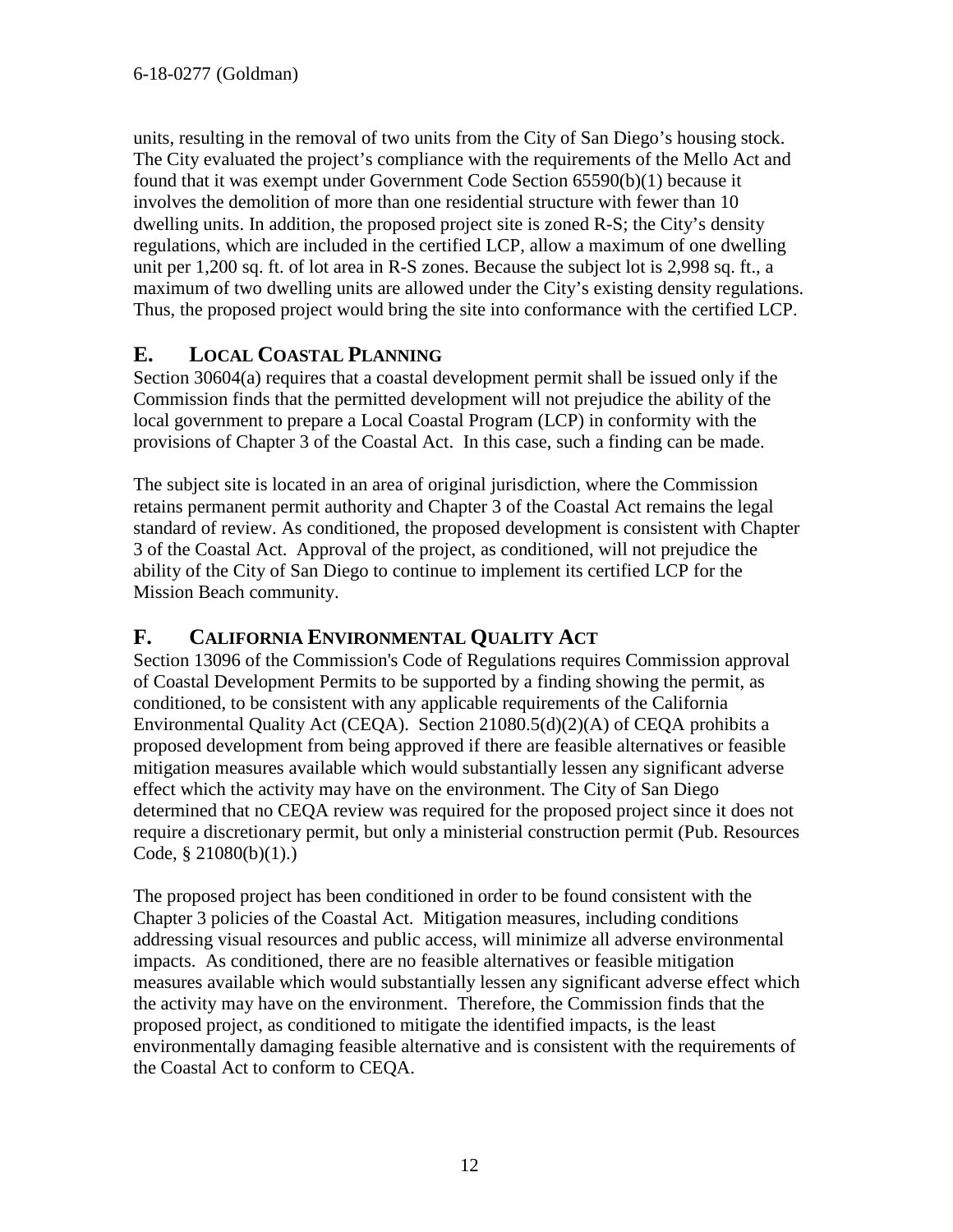units, resulting in the removal of two units from the City of San Diego's housing stock. The City evaluated the project's compliance with the requirements of the Mello Act and found that it was exempt under Government Code Section 65590(b)(1) because it involves the demolition of more than one residential structure with fewer than 10 dwelling units. In addition, the proposed project site is zoned R-S; the City's density regulations, which are included in the certified LCP, allow a maximum of one dwelling unit per 1,200 sq. ft. of lot area in R-S zones. Because the subject lot is 2,998 sq. ft., a maximum of two dwelling units are allowed under the City's existing density regulations. Thus, the proposed project would bring the site into conformance with the certified LCP.

## E. LOCAL COASTAL PLANNING

Section 30604(a) requires that a coastal development permit shall be issued only if the Commission finds that the permitted development will not prejudice the ability of the local government to prepare a Local Coastal Program (LCP) in conformity with the provisions of Chapter 3 of the Coastal Act. In this case, such a finding can be made.

The subject site is located in an area of original jurisdiction, where the Commission retains permanent permit authority and Chapter 3 of the Coastal Act remains the legal standard of review. As conditioned, the proposed development is consistent with Chapter 3 of the Coastal Act. Approval of the project, as conditioned, will not prejudice the ability of the City of San Diego to continue to implement its certified LCP for the Mission Beach community.

## F. CALIFORNIA ENVIRONMENTAL QUALITY ACT

Section 13096 of the Commission's Code of Regulations requires Commission approval of Coastal Development Permits to be supported by a finding showing the permit, as conditioned, to be consistent with any applicable requirements of the California Environmental Quality Act (CEQA). Section 21080.5(d)(2)(A) of CEQA prohibits a proposed development from being approved if there are feasible alternatives or feasible mitigation measures available which would substantially lessen any significant adverse effect which the activity may have on the environment. The City of San Diego determined that no CEQA review was required for the proposed project since it does not require a discretionary permit, but only a ministerial construction permit (Pub. Resources Code, § 21080(b)(1).)

The proposed project has been conditioned in order to be found consistent with the Chapter 3 policies of the Coastal Act. Mitigation measures, including conditions addressing visual resources and public access, will minimize all adverse environmental impacts. As conditioned, there are no feasible alternatives or feasible mitigation measures available which would substantially lessen any significant adverse effect which the activity may have on the environment. Therefore, the Commission finds that the proposed project, as conditioned to mitigate the identified impacts, is the least environmentally damaging feasible alternative and is consistent with the requirements of the Coastal Act to conform to CEQA.